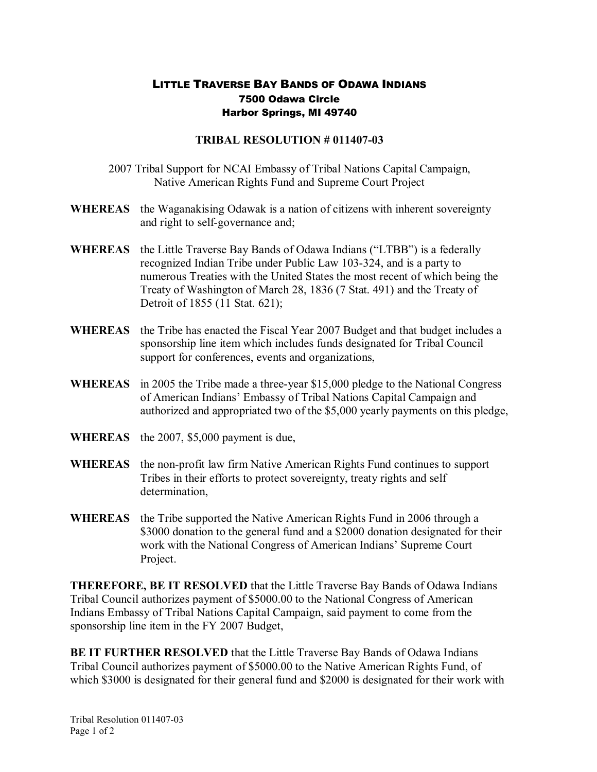# LITTLE TRAVERSE BAY BANDS OF ODAWA INDIANS
**7500 Odawa Circle**
**Harbor Springs, MI 49740**

## TRIBAL RESOLUTION # 011407-03

2007 Tribal Support for NCAI Embassy of Tribal Nations Capital Campaign, Native American Rights Fund and Supreme Court Project

**WHEREAS** the Waganakising Odawak is a nation of citizens with inherent sovereignty and right to self-governance and;

**WHEREAS** the Little Traverse Bay Bands of Odawa Indians ("LTBB") is a federally recognized Indian Tribe under Public Law 103-324, and is a party to numerous Treaties with the United States the most recent of which being the Treaty of Washington of March 28, 1836 (7 Stat. 491) and the Treaty of Detroit of 1855 (11 Stat. 621);

**WHEREAS** the Tribe has enacted the Fiscal Year 2007 Budget and that budget includes a sponsorship line item which includes funds designated for Tribal Council support for conferences, events and organizations,

**WHEREAS** in 2005 the Tribe made a three-year $15,000 pledge to the National Congress of American Indians' Embassy of Tribal Nations Capital Campaign and authorized and appropriated two of the $5,000 yearly payments on this pledge,

**WHEREAS** the 2007, $5,000 payment is due,

**WHEREAS** the non-profit law firm Native American Rights Fund continues to support Tribes in their efforts to protect sovereignty, treaty rights and self determination,

**WHEREAS** the Tribe supported the Native American Rights Fund in 2006 through a $3000 donation to the general fund and a $2000 donation designated for their work with the National Congress of American Indians' Supreme Court Project.

**THEREFORE, BE IT RESOLVED** that the Little Traverse Bay Bands of Odawa Indians Tribal Council authorizes payment of $5000.00 to the National Congress of American Indians Embassy of Tribal Nations Capital Campaign, said payment to come from the sponsorship line item in the FY 2007 Budget,

**BE IT FURTHER RESOLVED** that the Little Traverse Bay Bands of Odawa Indians Tribal Council authorizes payment of $5000.00 to the Native American Rights Fund, of which $3000 is designated for their general fund and $2000 is designated for their work with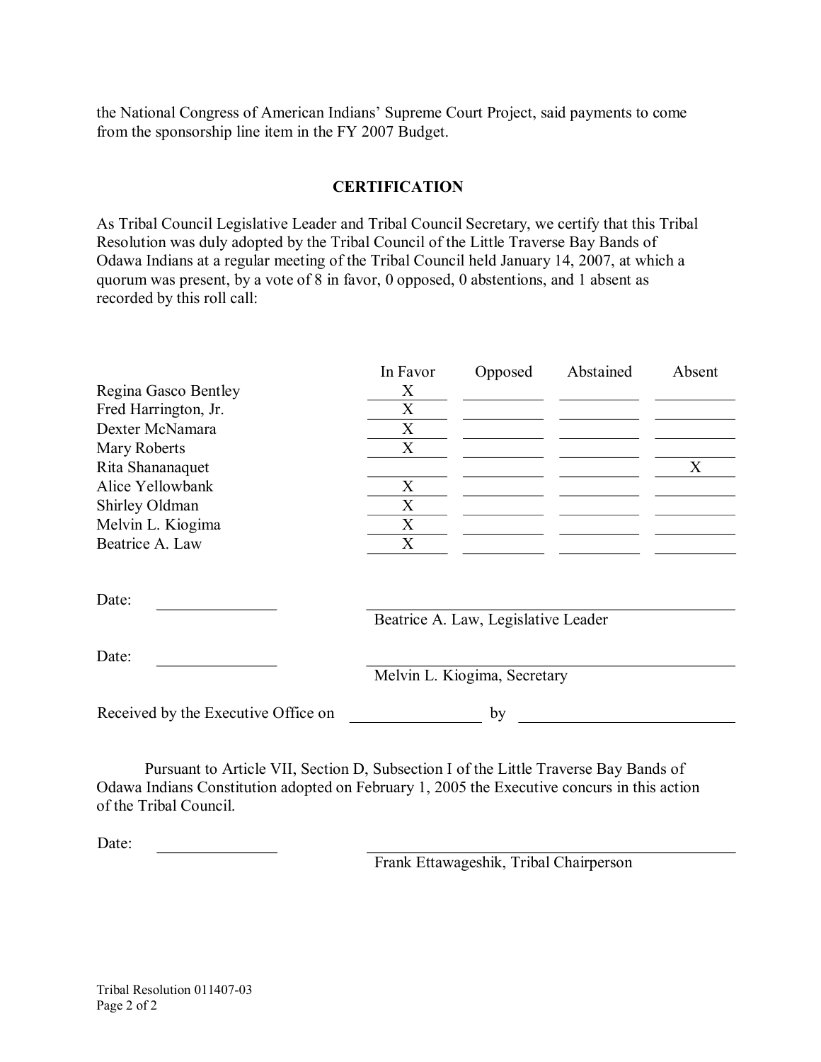the National Congress of American Indians' Supreme Court Project, said payments to come from the sponsorship line item in the FY 2007 Budget.

## CERTIFICATION

As Tribal Council Legislative Leader and Tribal Council Secretary, we certify that this Tribal Resolution was duly adopted by the Tribal Council of the Little Traverse Bay Bands of Odawa Indians at a regular meeting of the Tribal Council held January 14, 2007, at which a quorum was present, by a vote of 8 in favor, 0 opposed, 0 abstentions, and 1 absent as recorded by this roll call:

| | In Favor | Opposed | Abstained | Absent |
|---|---|---|---|---|
| Regina Gasco Bentley | X | | | |
| Fred Harrington, Jr. | X | | | |
| Dexter McNamara | X | | | |
| Mary Roberts | X | | | |
| Rita Shananaquet | | | | X |
| Alice Yellowbank | X | | | |
| Shirley Oldman | X | | | |
| Melvin L. Kiogima | X | | | |
| Beatrice A. Law | X | | | |

Date: ______________ ________________________________
Beatrice A. Law, Legislative Leader

Date: ______________ ________________________________
Melvin L. Kiogima, Secretary

Received by the Executive Office on ______________ by ______________________

Pursuant to Article VII, Section D, Subsection I of the Little Traverse Bay Bands of Odawa Indians Constitution adopted on February 1, 2005 the Executive concurs in this action of the Tribal Council.

Date: ______________ ________________________________
Frank Ettawageshik, Tribal Chairperson

Tribal Resolution 011407-03